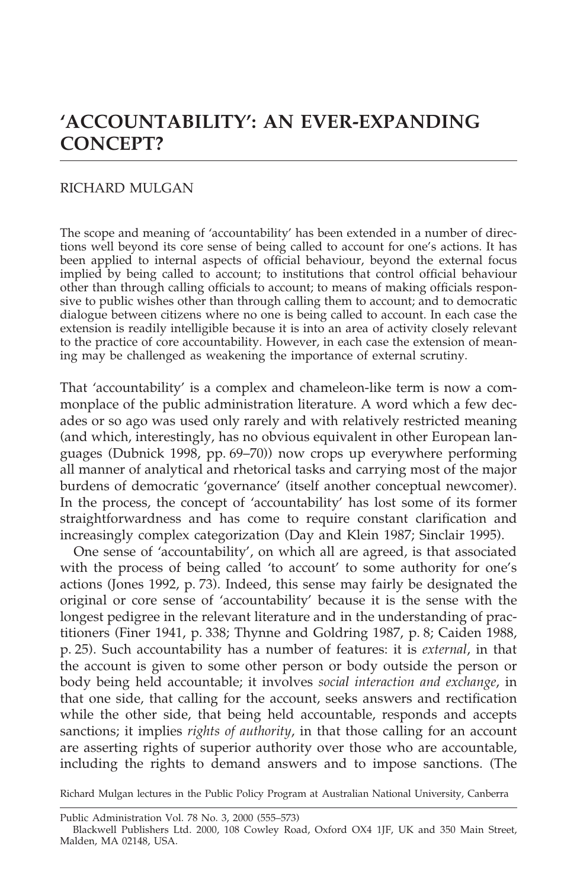# 'ACCOUNTABILITY': AN EVER-EXPANDING CONCEPT?

RICHARD MULGAN

The scope and meaning of 'accountability' has been extended in a number of directions well beyond its core sense of being called to account for one's actions. It has been applied to internal aspects of official behaviour, beyond the external focus implied by being called to account; to institutions that control official behaviour other than through calling officials to account; to means of making officials responsive to public wishes other than through calling them to account; and to democratic dialogue between citizens where no one is being called to account. In each case the extension is readily intelligible because it is into an area of activity closely relevant to the practice of core accountability. However, in each case the extension of meaning may be challenged as weakening the importance of external scrutiny.

That 'accountability' is a complex and chameleon-like term is now a commonplace of the public administration literature. A word which a few decades or so ago was used only rarely and with relatively restricted meaning (and which, interestingly, has no obvious equivalent in other European languages (Dubnick 1998, pp. 69–70)) now crops up everywhere performing all manner of analytical and rhetorical tasks and carrying most of the major burdens of democratic 'governance' (itself another conceptual newcomer). In the process, the concept of 'accountability' has lost some of its former straightforwardness and has come to require constant clarification and increasingly complex categorization (Day and Klein 1987; Sinclair 1995).

One sense of 'accountability', on which all are agreed, is that associated with the process of being called 'to account' to some authority for one's actions (Jones 1992, p. 73). Indeed, this sense may fairly be designated the original or core sense of 'accountability' because it is the sense with the longest pedigree in the relevant literature and in the understanding of practitioners (Finer 1941, p. 338; Thynne and Goldring 1987, p. 8; Caiden 1988, p. 25). Such accountability has a number of features: it is *external*, in that the account is given to some other person or body outside the person or body being held accountable; it involves *social interaction and exchange*, in that one side, that calling for the account, seeks answers and rectification while the other side, that being held accountable, responds and accepts sanctions; it implies *rights of authority*, in that those calling for an account are asserting rights of superior authority over those who are accountable, including the rights to demand answers and to impose sanctions. (The

Richard Mulgan lectures in the Public Policy Program at Australian National University, Canberra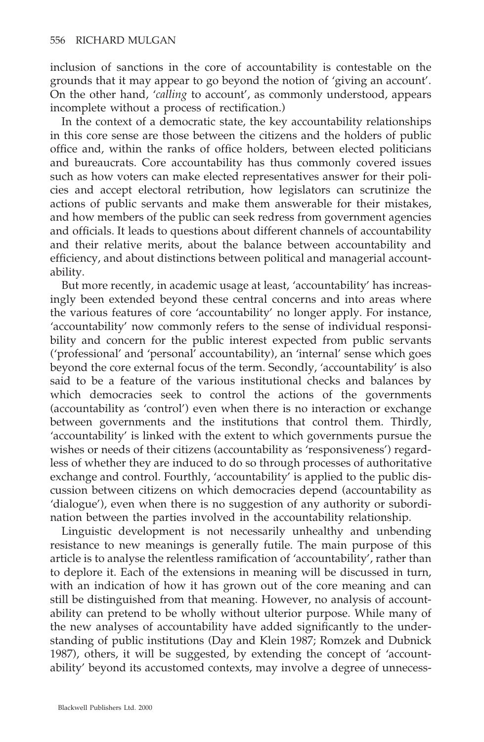inclusion of sanctions in the core of accountability is contestable on the grounds that it may appear to go beyond the notion of 'giving an account'. On the other hand, '*calling* to account', as commonly understood, appears incomplete without a process of rectification.)

In the context of a democratic state, the key accountability relationships in this core sense are those between the citizens and the holders of public office and, within the ranks of office holders, between elected politicians and bureaucrats. Core accountability has thus commonly covered issues such as how voters can make elected representatives answer for their policies and accept electoral retribution, how legislators can scrutinize the actions of public servants and make them answerable for their mistakes, and how members of the public can seek redress from government agencies and officials. It leads to questions about different channels of accountability and their relative merits, about the balance between accountability and efficiency, and about distinctions between political and managerial accountability.

But more recently, in academic usage at least, 'accountability' has increasingly been extended beyond these central concerns and into areas where the various features of core 'accountability' no longer apply. For instance, 'accountability' now commonly refers to the sense of individual responsibility and concern for the public interest expected from public servants ('professional' and 'personal' accountability), an 'internal' sense which goes beyond the core external focus of the term. Secondly, 'accountability' is also said to be a feature of the various institutional checks and balances by which democracies seek to control the actions of the governments (accountability as 'control') even when there is no interaction or exchange between governments and the institutions that control them. Thirdly, 'accountability' is linked with the extent to which governments pursue the wishes or needs of their citizens (accountability as 'responsiveness') regardless of whether they are induced to do so through processes of authoritative exchange and control. Fourthly, 'accountability' is applied to the public discussion between citizens on which democracies depend (accountability as 'dialogue'), even when there is no suggestion of any authority or subordination between the parties involved in the accountability relationship.

Linguistic development is not necessarily unhealthy and unbending resistance to new meanings is generally futile. The main purpose of this article is to analyse the relentless ramification of 'accountability', rather than to deplore it. Each of the extensions in meaning will be discussed in turn, with an indication of how it has grown out of the core meaning and can still be distinguished from that meaning. However, no analysis of accountability can pretend to be wholly without ulterior purpose. While many of the new analyses of accountability have added significantly to the understanding of public institutions (Day and Klein 1987; Romzek and Dubnick 1987), others, it will be suggested, by extending the concept of 'accountability' beyond its accustomed contexts, may involve a degree of unnecess-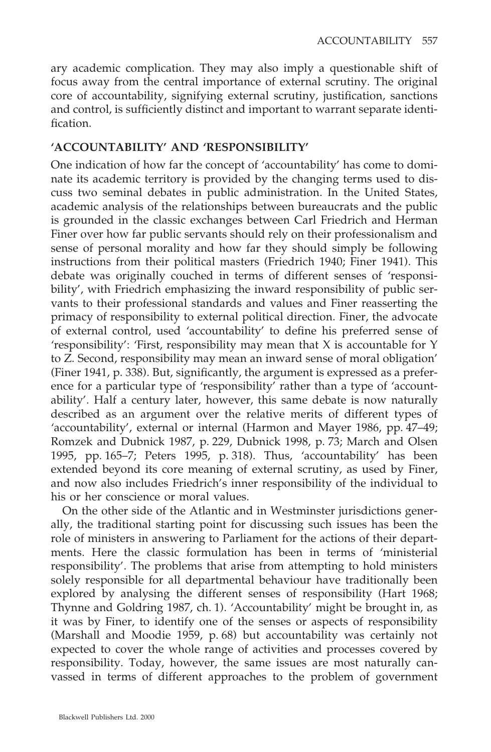ary academic complication. They may also imply a questionable shift of focus away from the central importance of external scrutiny. The original core of accountability, signifying external scrutiny, justification, sanctions and control, is sufficiently distinct and important to warrant separate identification.

## 'ACCOUNTABILITY' AND 'RESPONSIBILITY'

One indication of how far the concept of 'accountability' has come to dominate its academic territory is provided by the changing terms used to discuss two seminal debates in public administration. In the United States, academic analysis of the relationships between bureaucrats and the public is grounded in the classic exchanges between Carl Friedrich and Herman Finer over how far public servants should rely on their professionalism and sense of personal morality and how far they should simply be following instructions from their political masters (Friedrich 1940; Finer 1941). This debate was originally couched in terms of different senses of 'responsibility', with Friedrich emphasizing the inward responsibility of public servants to their professional standards and values and Finer reasserting the primacy of responsibility to external political direction. Finer, the advocate of external control, used 'accountability' to define his preferred sense of 'responsibility': 'First, responsibility may mean that X is accountable for Y to Z. Second, responsibility may mean an inward sense of moral obligation' (Finer 1941, p. 338). But, significantly, the argument is expressed as a preference for a particular type of 'responsibility' rather than a type of 'accountability'. Half a century later, however, this same debate is now naturally described as an argument over the relative merits of different types of 'accountability', external or internal (Harmon and Mayer 1986, pp. 47–49; Romzek and Dubnick 1987, p. 229, Dubnick 1998, p. 73; March and Olsen 1995, pp. 165–7; Peters 1995, p. 318). Thus, 'accountability' has been extended beyond its core meaning of external scrutiny, as used by Finer, and now also includes Friedrich's inner responsibility of the individual to his or her conscience or moral values.

On the other side of the Atlantic and in Westminster jurisdictions generally, the traditional starting point for discussing such issues has been the role of ministers in answering to Parliament for the actions of their departments. Here the classic formulation has been in terms of 'ministerial responsibility'. The problems that arise from attempting to hold ministers solely responsible for all departmental behaviour have traditionally been explored by analysing the different senses of responsibility (Hart 1968; Thynne and Goldring 1987, ch. 1). 'Accountability' might be brought in, as it was by Finer, to identify one of the senses or aspects of responsibility (Marshall and Moodie 1959, p. 68) but accountability was certainly not expected to cover the whole range of activities and processes covered by responsibility. Today, however, the same issues are most naturally canvassed in terms of different approaches to the problem of government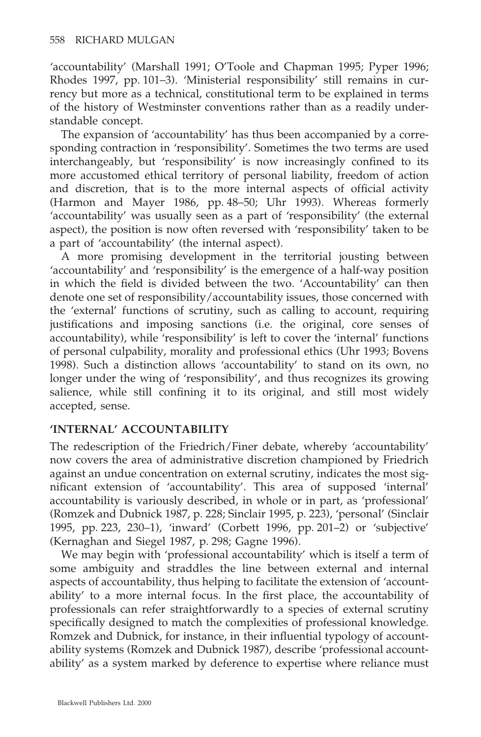'accountability' (Marshall 1991; O'Toole and Chapman 1995; Pyper 1996; Rhodes 1997, pp. 101–3). 'Ministerial responsibility' still remains in currency but more as a technical, constitutional term to be explained in terms of the history of Westminster conventions rather than as a readily understandable concept.

The expansion of 'accountability' has thus been accompanied by a corresponding contraction in 'responsibility'. Sometimes the two terms are used interchangeably, but 'responsibility' is now increasingly confined to its more accustomed ethical territory of personal liability, freedom of action and discretion, that is to the more internal aspects of official activity (Harmon and Mayer 1986, pp. 48–50; Uhr 1993). Whereas formerly 'accountability' was usually seen as a part of 'responsibility' (the external aspect), the position is now often reversed with 'responsibility' taken to be a part of 'accountability' (the internal aspect).

A more promising development in the territorial jousting between 'accountability' and 'responsibility' is the emergence of a half-way position in which the field is divided between the two. 'Accountability' can then denote one set of responsibility/accountability issues, those concerned with the 'external' functions of scrutiny, such as calling to account, requiring justifications and imposing sanctions (i.e. the original, core senses of accountability), while 'responsibility' is left to cover the 'internal' functions of personal culpability, morality and professional ethics (Uhr 1993; Bovens 1998). Such a distinction allows 'accountability' to stand on its own, no longer under the wing of 'responsibility', and thus recognizes its growing salience, while still confining it to its original, and still most widely accepted, sense.

## 'INTERNAL' ACCOUNTABILITY

The redescription of the Friedrich/Finer debate, whereby 'accountability' now covers the area of administrative discretion championed by Friedrich against an undue concentration on external scrutiny, indicates the most significant extension of 'accountability'. This area of supposed 'internal' accountability is variously described, in whole or in part, as 'professional' (Romzek and Dubnick 1987, p. 228; Sinclair 1995, p. 223), 'personal' (Sinclair 1995, pp. 223, 230–1), 'inward' (Corbett 1996, pp. 201–2) or 'subjective' (Kernaghan and Siegel 1987, p. 298; Gagne 1996).

We may begin with 'professional accountability' which is itself a term of some ambiguity and straddles the line between external and internal aspects of accountability, thus helping to facilitate the extension of 'accountability' to a more internal focus. In the first place, the accountability of professionals can refer straightforwardly to a species of external scrutiny specifically designed to match the complexities of professional knowledge. Romzek and Dubnick, for instance, in their influential typology of accountability systems (Romzek and Dubnick 1987), describe 'professional accountability' as a system marked by deference to expertise where reliance must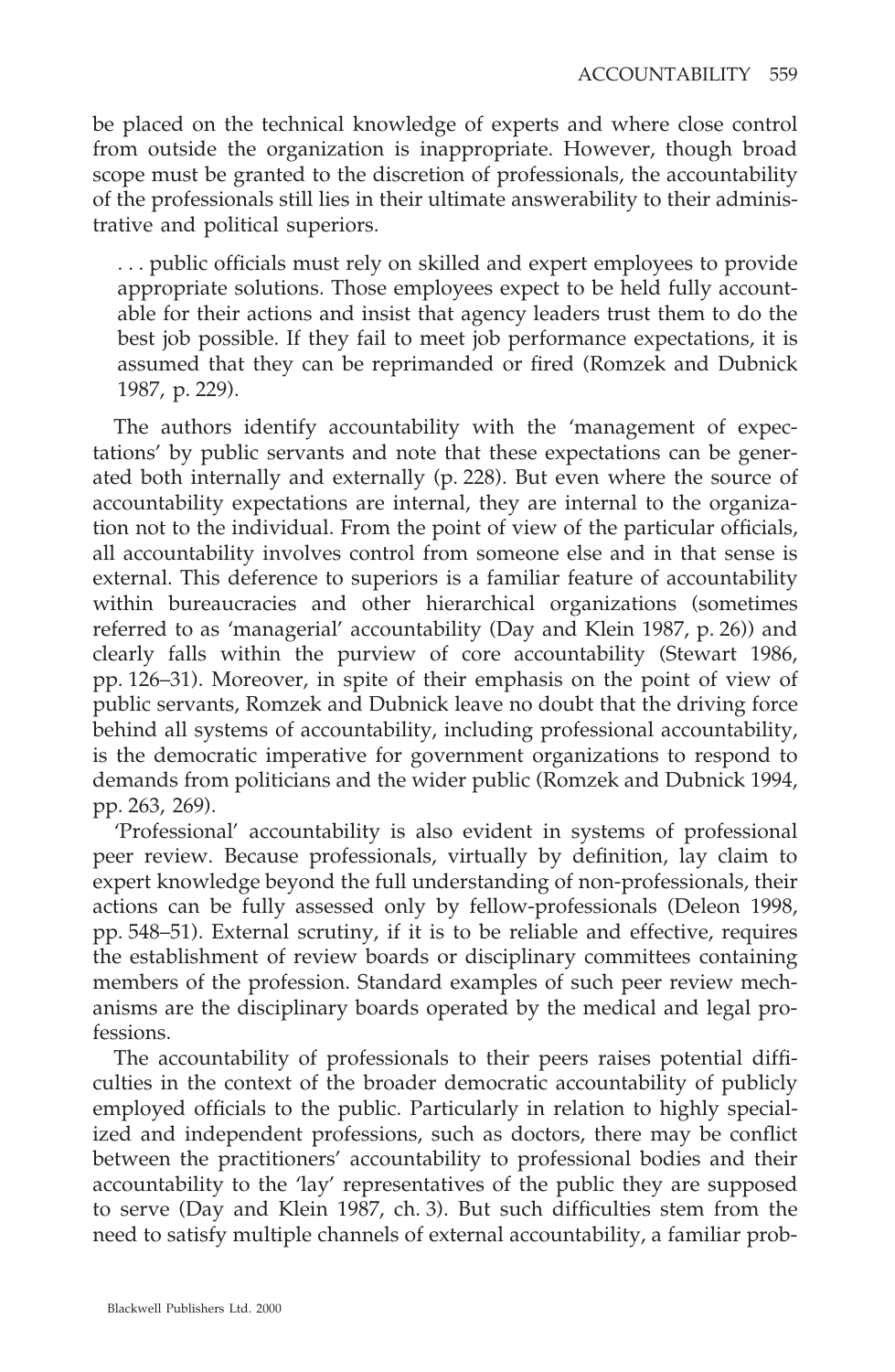be placed on the technical knowledge of experts and where close control from outside the organization is inappropriate. However, though broad scope must be granted to the discretion of professionals, the accountability of the professionals still lies in their ultimate answerability to their administrative and political superiors.

> . . . public officials must rely on skilled and expert employees to provide appropriate solutions. Those employees expect to be held fully accountable for their actions and insist that agency leaders trust them to do the best job possible. If they fail to meet job performance expectations, it is assumed that they can be reprimanded or fired (Romzek and Dubnick 1987, p. 229).

The authors identify accountability with the 'management of expectations' by public servants and note that these expectations can be generated both internally and externally (p. 228). But even where the source of accountability expectations are internal, they are internal to the organization not to the individual. From the point of view of the particular officials, all accountability involves control from someone else and in that sense is external. This deference to superiors is a familiar feature of accountability within bureaucracies and other hierarchical organizations (sometimes referred to as 'managerial' accountability (Day and Klein 1987, p. 26)) and clearly falls within the purview of core accountability (Stewart 1986, pp. 126–31). Moreover, in spite of their emphasis on the point of view of public servants, Romzek and Dubnick leave no doubt that the driving force behind all systems of accountability, including professional accountability, is the democratic imperative for government organizations to respond to demands from politicians and the wider public (Romzek and Dubnick 1994, pp. 263, 269).

'Professional' accountability is also evident in systems of professional peer review. Because professionals, virtually by definition, lay claim to expert knowledge beyond the full understanding of non-professionals, their actions can be fully assessed only by fellow-professionals (Deleon 1998, pp. 548–51). External scrutiny, if it is to be reliable and effective, requires the establishment of review boards or disciplinary committees containing members of the profession. Standard examples of such peer review mechanisms are the disciplinary boards operated by the medical and legal professions.

The accountability of professionals to their peers raises potential difficulties in the context of the broader democratic accountability of publicly employed officials to the public. Particularly in relation to highly specialized and independent professions, such as doctors, there may be conflict between the practitioners' accountability to professional bodies and their accountability to the 'lay' representatives of the public they are supposed to serve (Day and Klein 1987, ch. 3). But such difficulties stem from the need to satisfy multiple channels of external accountability, a familiar prob-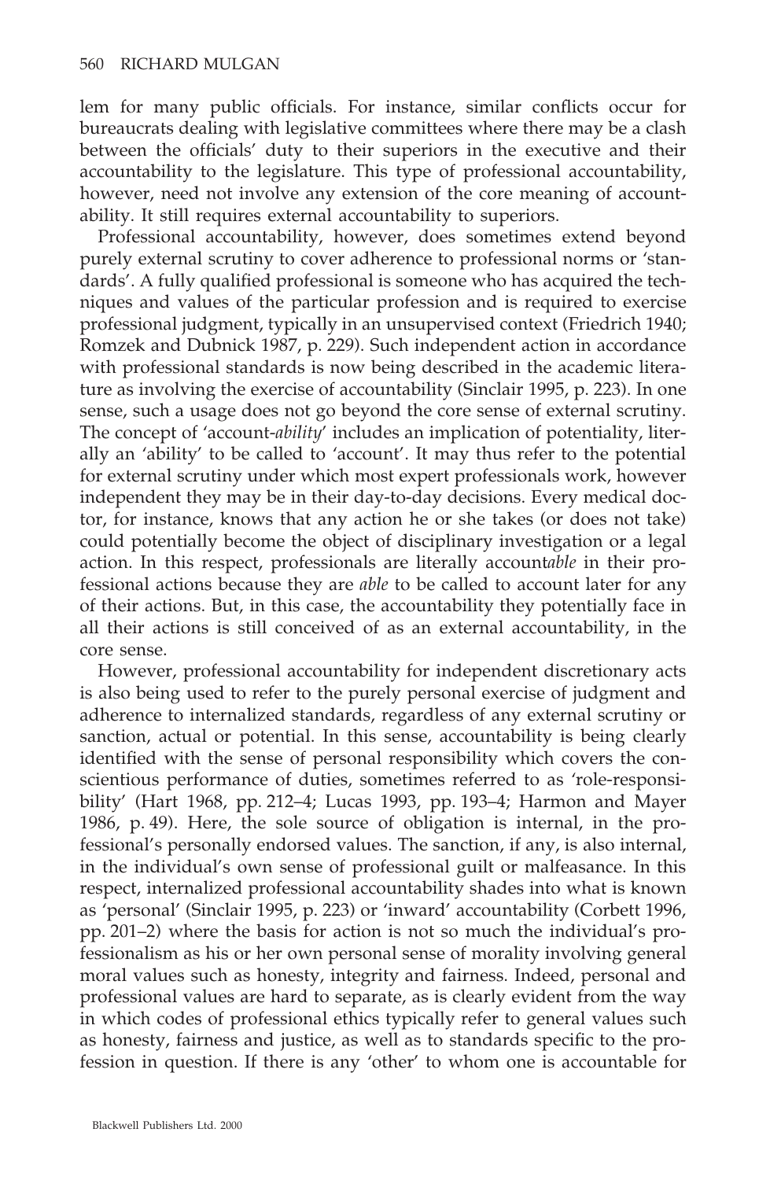lem for many public officials. For instance, similar conflicts occur for bureaucrats dealing with legislative committees where there may be a clash between the officials' duty to their superiors in the executive and their accountability to the legislature. This type of professional accountability, however, need not involve any extension of the core meaning of accountability. It still requires external accountability to superiors.

Professional accountability, however, does sometimes extend beyond purely external scrutiny to cover adherence to professional norms or 'standards'. A fully qualified professional is someone who has acquired the techniques and values of the particular profession and is required to exercise professional judgment, typically in an unsupervised context (Friedrich 1940; Romzek and Dubnick 1987, p. 229). Such independent action in accordance with professional standards is now being described in the academic literature as involving the exercise of accountability (Sinclair 1995, p. 223). In one sense, such a usage does not go beyond the core sense of external scrutiny. The concept of 'account-*ability*' includes an implication of potentiality, literally an 'ability' to be called to 'account'. It may thus refer to the potential for external scrutiny under which most expert professionals work, however independent they may be in their day-to-day decisions. Every medical doctor, for instance, knows that any action he or she takes (or does not take) could potentially become the object of disciplinary investigation or a legal action. In this respect, professionals are literally account*able* in their professional actions because they are *able* to be called to account later for any of their actions. But, in this case, the accountability they potentially face in all their actions is still conceived of as an external accountability, in the core sense.

However, professional accountability for independent discretionary acts is also being used to refer to the purely personal exercise of judgment and adherence to internalized standards, regardless of any external scrutiny or sanction, actual or potential. In this sense, accountability is being clearly identified with the sense of personal responsibility which covers the conscientious performance of duties, sometimes referred to as 'role-responsibility' (Hart 1968, pp. 212–4; Lucas 1993, pp. 193–4; Harmon and Mayer 1986, p. 49). Here, the sole source of obligation is internal, in the professional's personally endorsed values. The sanction, if any, is also internal, in the individual's own sense of professional guilt or malfeasance. In this respect, internalized professional accountability shades into what is known as 'personal' (Sinclair 1995, p. 223) or 'inward' accountability (Corbett 1996, pp. 201–2) where the basis for action is not so much the individual's professionalism as his or her own personal sense of morality involving general moral values such as honesty, integrity and fairness. Indeed, personal and professional values are hard to separate, as is clearly evident from the way in which codes of professional ethics typically refer to general values such as honesty, fairness and justice, as well as to standards specific to the profession in question. If there is any 'other' to whom one is accountable for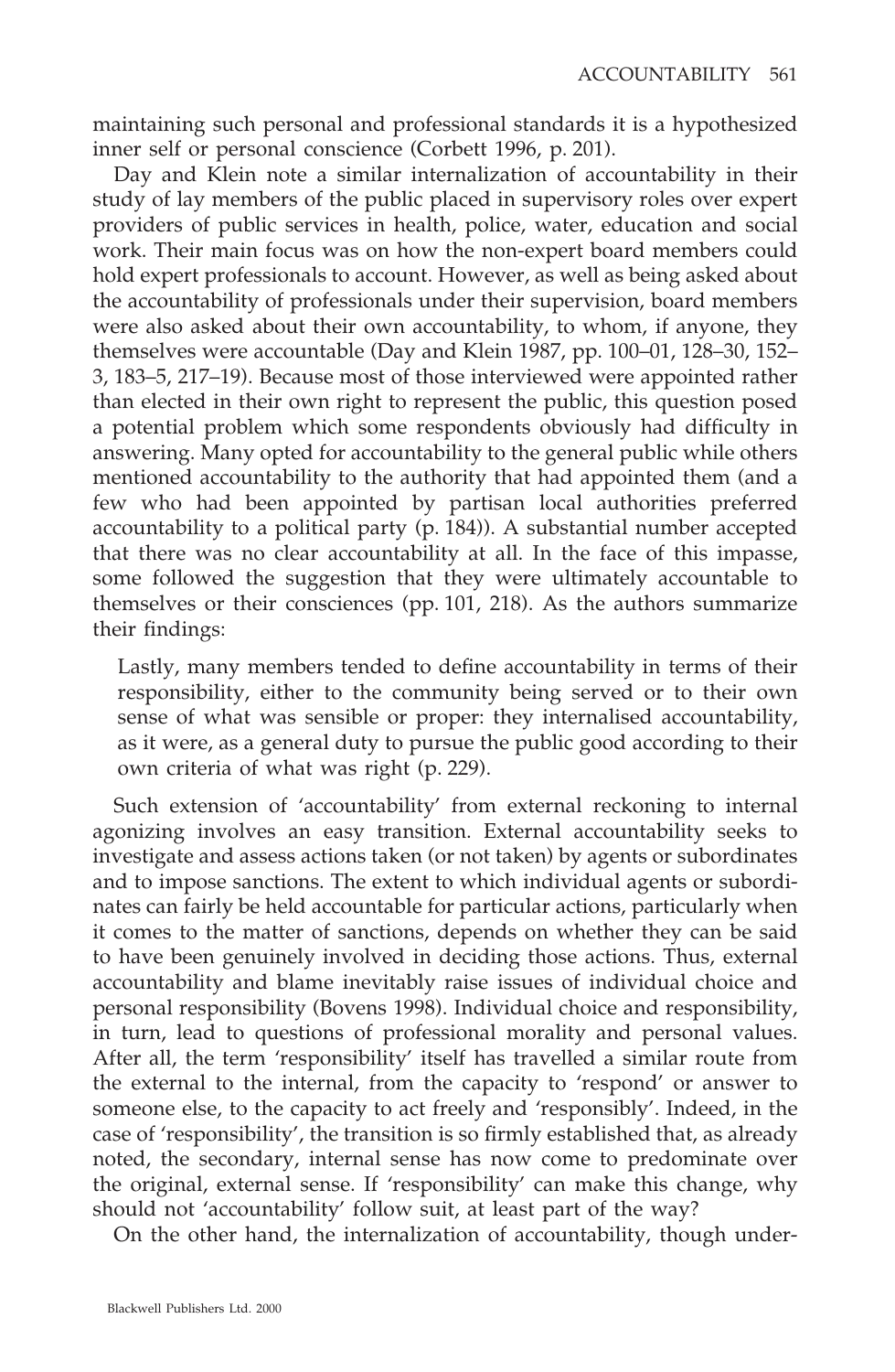maintaining such personal and professional standards it is a hypothesized inner self or personal conscience (Corbett 1996, p. 201).

Day and Klein note a similar internalization of accountability in their study of lay members of the public placed in supervisory roles over expert providers of public services in health, police, water, education and social work. Their main focus was on how the non-expert board members could hold expert professionals to account. However, as well as being asked about the accountability of professionals under their supervision, board members were also asked about their own accountability, to whom, if anyone, they themselves were accountable (Day and Klein 1987, pp. 100–01, 128–30, 152–3, 183–5, 217–19). Because most of those interviewed were appointed rather than elected in their own right to represent the public, this question posed a potential problem which some respondents obviously had difficulty in answering. Many opted for accountability to the general public while others mentioned accountability to the authority that had appointed them (and a few who had been appointed by partisan local authorities preferred accountability to a political party (p. 184)). A substantial number accepted that there was no clear accountability at all. In the face of this impasse, some followed the suggestion that they were ultimately accountable to themselves or their consciences (pp. 101, 218). As the authors summarize their findings:

> Lastly, many members tended to define accountability in terms of their responsibility, either to the community being served or to their own sense of what was sensible or proper: they internalised accountability, as it were, as a general duty to pursue the public good according to their own criteria of what was right (p. 229).

Such extension of 'accountability' from external reckoning to internal agonizing involves an easy transition. External accountability seeks to investigate and assess actions taken (or not taken) by agents or subordinates and to impose sanctions. The extent to which individual agents or subordinates can fairly be held accountable for particular actions, particularly when it comes to the matter of sanctions, depends on whether they can be said to have been genuinely involved in deciding those actions. Thus, external accountability and blame inevitably raise issues of individual choice and personal responsibility (Bovens 1998). Individual choice and responsibility, in turn, lead to questions of professional morality and personal values. After all, the term 'responsibility' itself has travelled a similar route from the external to the internal, from the capacity to 'respond' or answer to someone else, to the capacity to act freely and 'responsibly'. Indeed, in the case of 'responsibility', the transition is so firmly established that, as already noted, the secondary, internal sense has now come to predominate over the original, external sense. If 'responsibility' can make this change, why should not 'accountability' follow suit, at least part of the way?

On the other hand, the internalization of accountability, though under-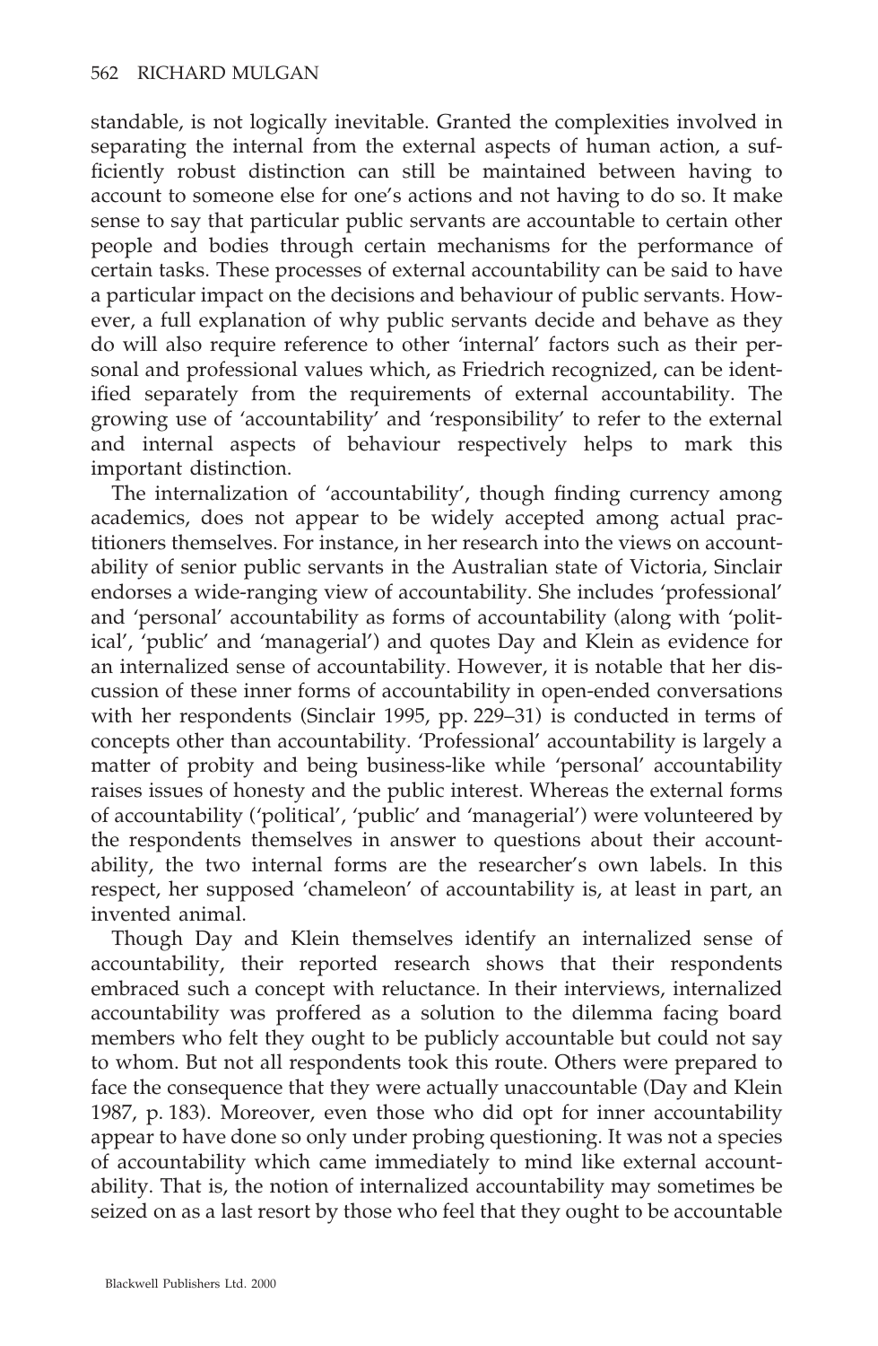standable, is not logically inevitable. Granted the complexities involved in separating the internal from the external aspects of human action, a sufficiently robust distinction can still be maintained between having to account to someone else for one's actions and not having to do so. It make sense to say that particular public servants are accountable to certain other people and bodies through certain mechanisms for the performance of certain tasks. These processes of external accountability can be said to have a particular impact on the decisions and behaviour of public servants. However, a full explanation of why public servants decide and behave as they do will also require reference to other 'internal' factors such as their personal and professional values which, as Friedrich recognized, can be identified separately from the requirements of external accountability. The growing use of 'accountability' and 'responsibility' to refer to the external and internal aspects of behaviour respectively helps to mark this important distinction.

The internalization of 'accountability', though finding currency among academics, does not appear to be widely accepted among actual practitioners themselves. For instance, in her research into the views on accountability of senior public servants in the Australian state of Victoria, Sinclair endorses a wide-ranging view of accountability. She includes 'professional' and 'personal' accountability as forms of accountability (along with 'political', 'public' and 'managerial') and quotes Day and Klein as evidence for an internalized sense of accountability. However, it is notable that her discussion of these inner forms of accountability in open-ended conversations with her respondents (Sinclair 1995, pp. 229–31) is conducted in terms of concepts other than accountability. 'Professional' accountability is largely a matter of probity and being business-like while 'personal' accountability raises issues of honesty and the public interest. Whereas the external forms of accountability ('political', 'public' and 'managerial') were volunteered by the respondents themselves in answer to questions about their accountability, the two internal forms are the researcher's own labels. In this respect, her supposed 'chameleon' of accountability is, at least in part, an invented animal.

Though Day and Klein themselves identify an internalized sense of accountability, their reported research shows that their respondents embraced such a concept with reluctance. In their interviews, internalized accountability was proffered as a solution to the dilemma facing board members who felt they ought to be publicly accountable but could not say to whom. But not all respondents took this route. Others were prepared to face the consequence that they were actually unaccountable (Day and Klein 1987, p. 183). Moreover, even those who did opt for inner accountability appear to have done so only under probing questioning. It was not a species of accountability which came immediately to mind like external accountability. That is, the notion of internalized accountability may sometimes be seized on as a last resort by those who feel that they ought to be accountable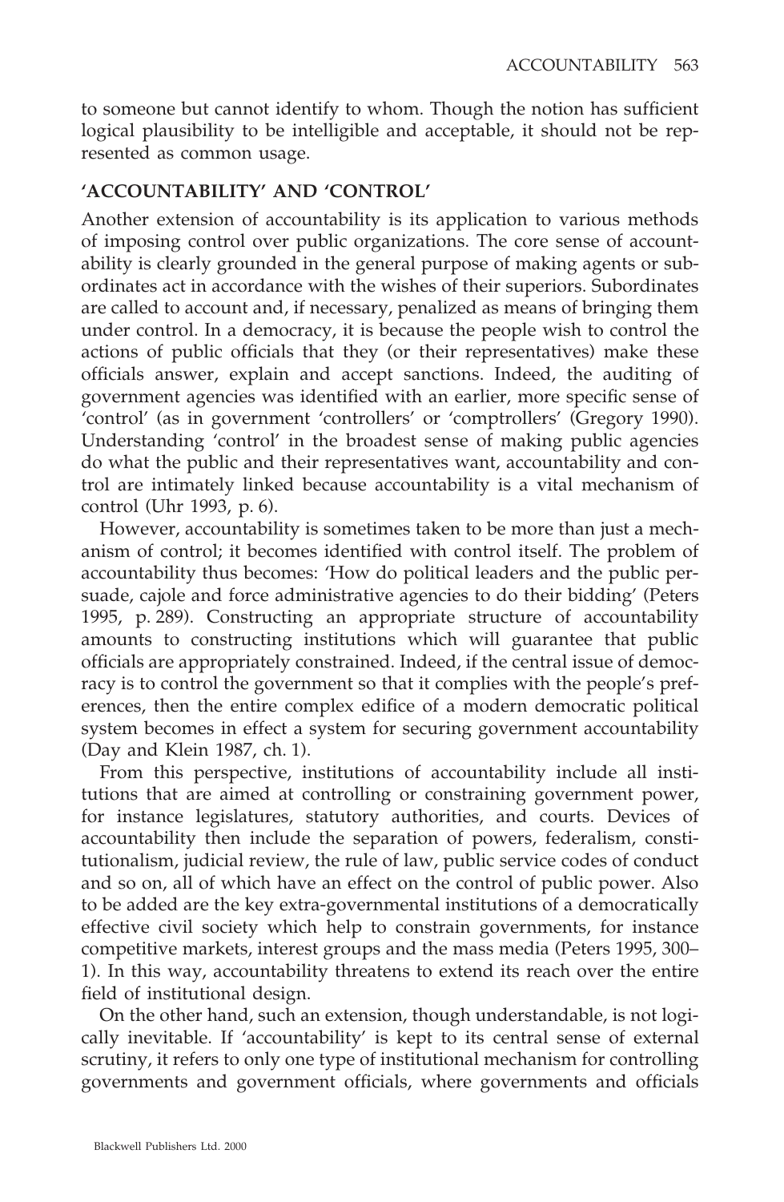to someone but cannot identify to whom. Though the notion has sufficient logical plausibility to be intelligible and acceptable, it should not be represented as common usage.

## 'ACCOUNTABILITY' AND 'CONTROL'

Another extension of accountability is its application to various methods of imposing control over public organizations. The core sense of accountability is clearly grounded in the general purpose of making agents or subordinates act in accordance with the wishes of their superiors. Subordinates are called to account and, if necessary, penalized as means of bringing them under control. In a democracy, it is because the people wish to control the actions of public officials that they (or their representatives) make these officials answer, explain and accept sanctions. Indeed, the auditing of government agencies was identified with an earlier, more specific sense of 'control' (as in government 'controllers' or 'comptrollers' (Gregory 1990). Understanding 'control' in the broadest sense of making public agencies do what the public and their representatives want, accountability and control are intimately linked because accountability is a vital mechanism of control (Uhr 1993, p. 6).

However, accountability is sometimes taken to be more than just a mechanism of control; it becomes identified with control itself. The problem of accountability thus becomes: 'How do political leaders and the public persuade, cajole and force administrative agencies to do their bidding' (Peters 1995, p. 289). Constructing an appropriate structure of accountability amounts to constructing institutions which will guarantee that public officials are appropriately constrained. Indeed, if the central issue of democracy is to control the government so that it complies with the people's preferences, then the entire complex edifice of a modern democratic political system becomes in effect a system for securing government accountability (Day and Klein 1987, ch. 1).

From this perspective, institutions of accountability include all institutions that are aimed at controlling or constraining government power, for instance legislatures, statutory authorities, and courts. Devices of accountability then include the separation of powers, federalism, constitutionalism, judicial review, the rule of law, public service codes of conduct and so on, all of which have an effect on the control of public power. Also to be added are the key extra-governmental institutions of a democratically effective civil society which help to constrain governments, for instance competitive markets, interest groups and the mass media (Peters 1995, 300–1). In this way, accountability threatens to extend its reach over the entire field of institutional design.

On the other hand, such an extension, though understandable, is not logically inevitable. If 'accountability' is kept to its central sense of external scrutiny, it refers to only one type of institutional mechanism for controlling governments and government officials, where governments and officials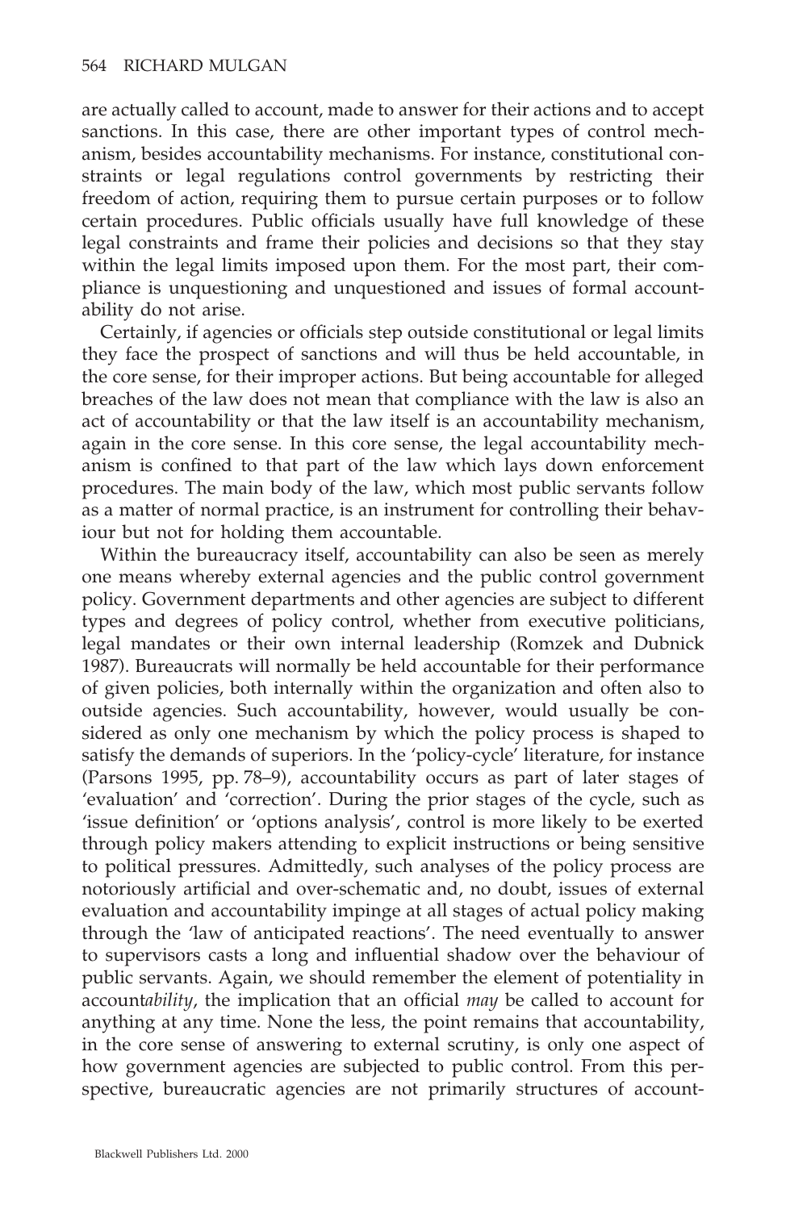are actually called to account, made to answer for their actions and to accept sanctions. In this case, there are other important types of control mechanism, besides accountability mechanisms. For instance, constitutional constraints or legal regulations control governments by restricting their freedom of action, requiring them to pursue certain purposes or to follow certain procedures. Public officials usually have full knowledge of these legal constraints and frame their policies and decisions so that they stay within the legal limits imposed upon them. For the most part, their compliance is unquestioning and unquestioned and issues of formal accountability do not arise.

Certainly, if agencies or officials step outside constitutional or legal limits they face the prospect of sanctions and will thus be held accountable, in the core sense, for their improper actions. But being accountable for alleged breaches of the law does not mean that compliance with the law is also an act of accountability or that the law itself is an accountability mechanism, again in the core sense. In this core sense, the legal accountability mechanism is confined to that part of the law which lays down enforcement procedures. The main body of the law, which most public servants follow as a matter of normal practice, is an instrument for controlling their behaviour but not for holding them accountable.

Within the bureaucracy itself, accountability can also be seen as merely one means whereby external agencies and the public control government policy. Government departments and other agencies are subject to different types and degrees of policy control, whether from executive politicians, legal mandates or their own internal leadership (Romzek and Dubnick 1987). Bureaucrats will normally be held accountable for their performance of given policies, both internally within the organization and often also to outside agencies. Such accountability, however, would usually be considered as only one mechanism by which the policy process is shaped to satisfy the demands of superiors. In the 'policy-cycle' literature, for instance (Parsons 1995, pp. 78–9), accountability occurs as part of later stages of 'evaluation' and 'correction'. During the prior stages of the cycle, such as 'issue definition' or 'options analysis', control is more likely to be exerted through policy makers attending to explicit instructions or being sensitive to political pressures. Admittedly, such analyses of the policy process are notoriously artificial and over-schematic and, no doubt, issues of external evaluation and accountability impinge at all stages of actual policy making through the 'law of anticipated reactions'. The need eventually to answer to supervisors casts a long and influential shadow over the behaviour of public servants. Again, we should remember the element of potentiality in account*ability*, the implication that an official *may* be called to account for anything at any time. None the less, the point remains that accountability, in the core sense of answering to external scrutiny, is only one aspect of how government agencies are subjected to public control. From this perspective, bureaucratic agencies are not primarily structures of account-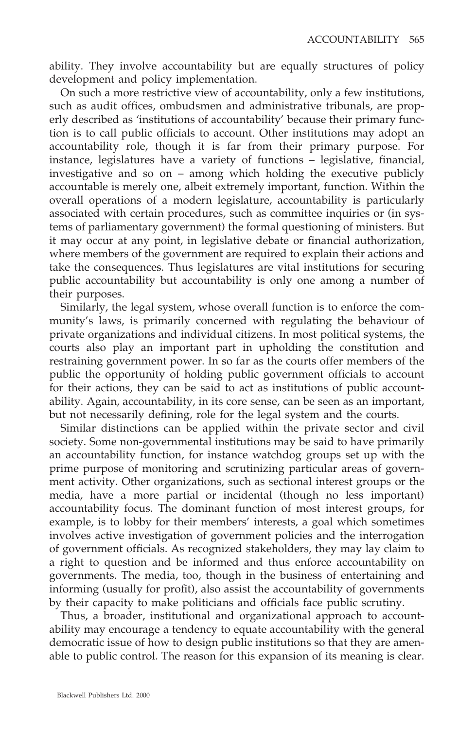ability. They involve accountability but are equally structures of policy development and policy implementation.

On such a more restrictive view of accountability, only a few institutions, such as audit offices, ombudsmen and administrative tribunals, are properly described as 'institutions of accountability' because their primary function is to call public officials to account. Other institutions may adopt an accountability role, though it is far from their primary purpose. For instance, legislatures have a variety of functions – legislative, financial, investigative and so on – among which holding the executive publicly accountable is merely one, albeit extremely important, function. Within the overall operations of a modern legislature, accountability is particularly associated with certain procedures, such as committee inquiries or (in systems of parliamentary government) the formal questioning of ministers. But it may occur at any point, in legislative debate or financial authorization, where members of the government are required to explain their actions and take the consequences. Thus legislatures are vital institutions for securing public accountability but accountability is only one among a number of their purposes.

Similarly, the legal system, whose overall function is to enforce the community's laws, is primarily concerned with regulating the behaviour of private organizations and individual citizens. In most political systems, the courts also play an important part in upholding the constitution and restraining government power. In so far as the courts offer members of the public the opportunity of holding public government officials to account for their actions, they can be said to act as institutions of public accountability. Again, accountability, in its core sense, can be seen as an important, but not necessarily defining, role for the legal system and the courts.

Similar distinctions can be applied within the private sector and civil society. Some non-governmental institutions may be said to have primarily an accountability function, for instance watchdog groups set up with the prime purpose of monitoring and scrutinizing particular areas of government activity. Other organizations, such as sectional interest groups or the media, have a more partial or incidental (though no less important) accountability focus. The dominant function of most interest groups, for example, is to lobby for their members' interests, a goal which sometimes involves active investigation of government policies and the interrogation of government officials. As recognized stakeholders, they may lay claim to a right to question and be informed and thus enforce accountability on governments. The media, too, though in the business of entertaining and informing (usually for profit), also assist the accountability of governments by their capacity to make politicians and officials face public scrutiny.

Thus, a broader, institutional and organizational approach to accountability may encourage a tendency to equate accountability with the general democratic issue of how to design public institutions so that they are amenable to public control. The reason for this expansion of its meaning is clear.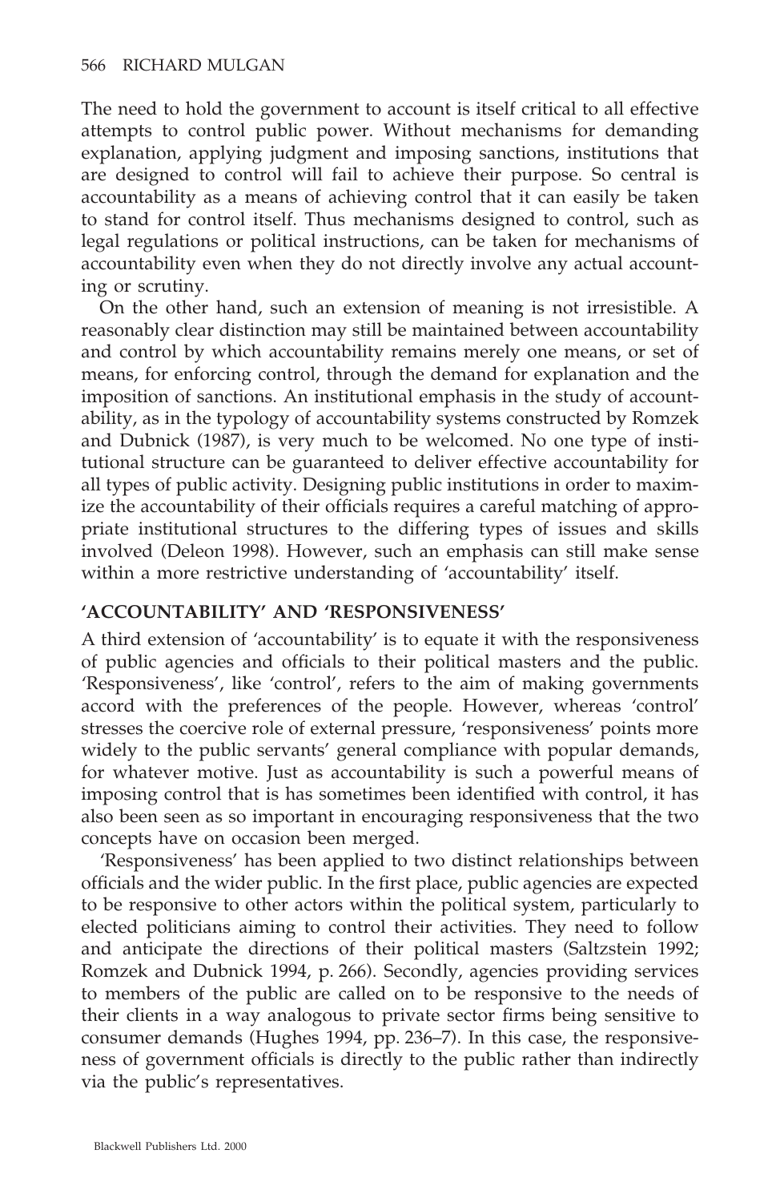The need to hold the government to account is itself critical to all effective attempts to control public power. Without mechanisms for demanding explanation, applying judgment and imposing sanctions, institutions that are designed to control will fail to achieve their purpose. So central is accountability as a means of achieving control that it can easily be taken to stand for control itself. Thus mechanisms designed to control, such as legal regulations or political instructions, can be taken for mechanisms of accountability even when they do not directly involve any actual accounting or scrutiny.

On the other hand, such an extension of meaning is not irresistible. A reasonably clear distinction may still be maintained between accountability and control by which accountability remains merely one means, or set of means, for enforcing control, through the demand for explanation and the imposition of sanctions. An institutional emphasis in the study of accountability, as in the typology of accountability systems constructed by Romzek and Dubnick (1987), is very much to be welcomed. No one type of institutional structure can be guaranteed to deliver effective accountability for all types of public activity. Designing public institutions in order to maximize the accountability of their officials requires a careful matching of appropriate institutional structures to the differing types of issues and skills involved (Deleon 1998). However, such an emphasis can still make sense within a more restrictive understanding of 'accountability' itself.

## 'ACCOUNTABILITY' AND 'RESPONSIVENESS'

A third extension of 'accountability' is to equate it with the responsiveness of public agencies and officials to their political masters and the public. 'Responsiveness', like 'control', refers to the aim of making governments accord with the preferences of the people. However, whereas 'control' stresses the coercive role of external pressure, 'responsiveness' points more widely to the public servants' general compliance with popular demands, for whatever motive. Just as accountability is such a powerful means of imposing control that is has sometimes been identified with control, it has also been seen as so important in encouraging responsiveness that the two concepts have on occasion been merged.

'Responsiveness' has been applied to two distinct relationships between officials and the wider public. In the first place, public agencies are expected to be responsive to other actors within the political system, particularly to elected politicians aiming to control their activities. They need to follow and anticipate the directions of their political masters (Saltzstein 1992; Romzek and Dubnick 1994, p. 266). Secondly, agencies providing services to members of the public are called on to be responsive to the needs of their clients in a way analogous to private sector firms being sensitive to consumer demands (Hughes 1994, pp. 236–7). In this case, the responsiveness of government officials is directly to the public rather than indirectly via the public's representatives.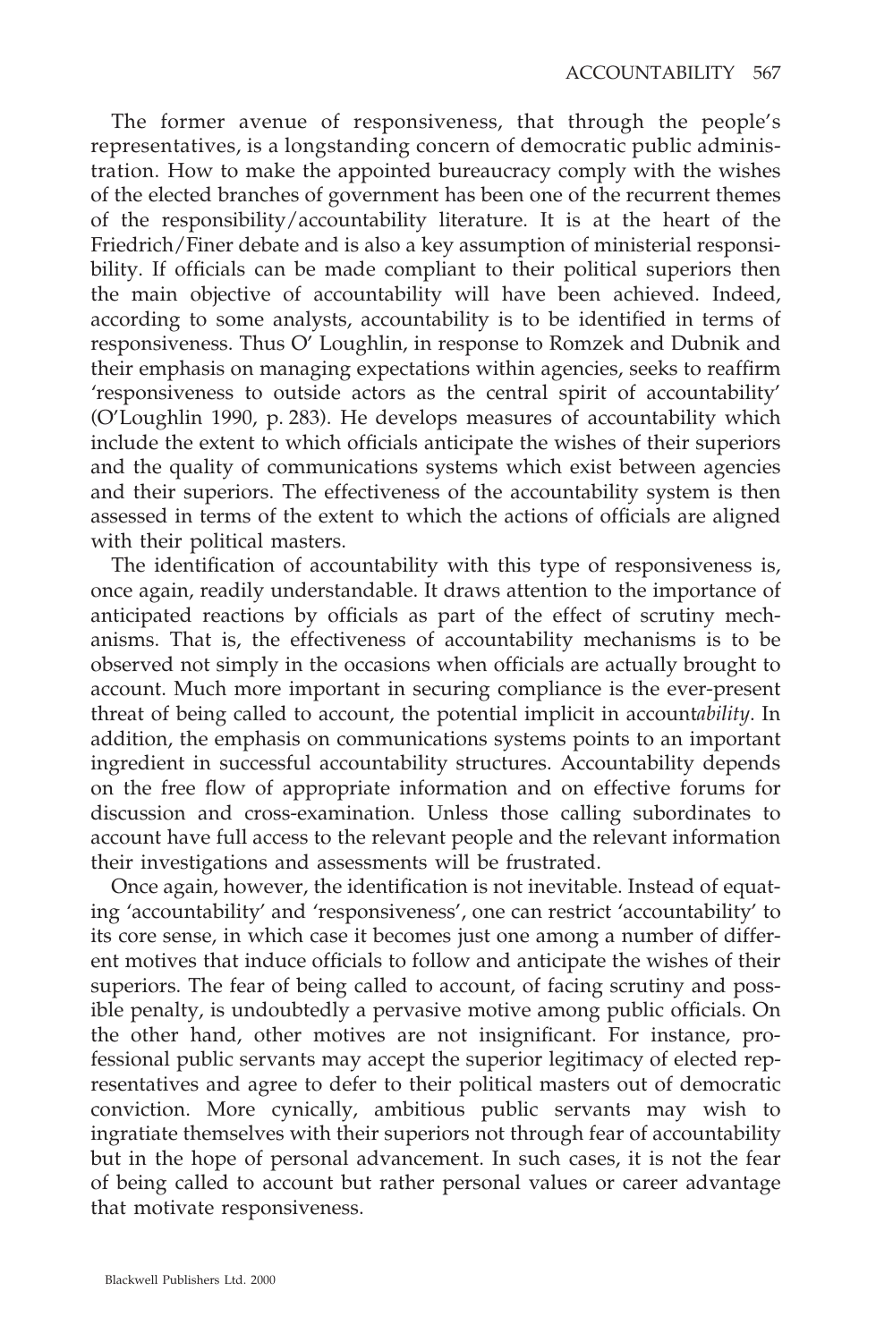The former avenue of responsiveness, that through the people's representatives, is a longstanding concern of democratic public administration. How to make the appointed bureaucracy comply with the wishes of the elected branches of government has been one of the recurrent themes of the responsibility/accountability literature. It is at the heart of the Friedrich/Finer debate and is also a key assumption of ministerial responsibility. If officials can be made compliant to their political superiors then the main objective of accountability will have been achieved. Indeed, according to some analysts, accountability is to be identified in terms of responsiveness. Thus O' Loughlin, in response to Romzek and Dubnik and their emphasis on managing expectations within agencies, seeks to reaffirm 'responsiveness to outside actors as the central spirit of accountability' (O'Loughlin 1990, p. 283). He develops measures of accountability which include the extent to which officials anticipate the wishes of their superiors and the quality of communications systems which exist between agencies and their superiors. The effectiveness of the accountability system is then assessed in terms of the extent to which the actions of officials are aligned with their political masters.

The identification of accountability with this type of responsiveness is, once again, readily understandable. It draws attention to the importance of anticipated reactions by officials as part of the effect of scrutiny mechanisms. That is, the effectiveness of accountability mechanisms is to be observed not simply in the occasions when officials are actually brought to account. Much more important in securing compliance is the ever-present threat of being called to account, the potential implicit in account*ability*. In addition, the emphasis on communications systems points to an important ingredient in successful accountability structures. Accountability depends on the free flow of appropriate information and on effective forums for discussion and cross-examination. Unless those calling subordinates to account have full access to the relevant people and the relevant information their investigations and assessments will be frustrated.

Once again, however, the identification is not inevitable. Instead of equating 'accountability' and 'responsiveness', one can restrict 'accountability' to its core sense, in which case it becomes just one among a number of different motives that induce officials to follow and anticipate the wishes of their superiors. The fear of being called to account, of facing scrutiny and possible penalty, is undoubtedly a pervasive motive among public officials. On the other hand, other motives are not insignificant. For instance, professional public servants may accept the superior legitimacy of elected representatives and agree to defer to their political masters out of democratic conviction. More cynically, ambitious public servants may wish to ingratiate themselves with their superiors not through fear of accountability but in the hope of personal advancement. In such cases, it is not the fear of being called to account but rather personal values or career advantage that motivate responsiveness.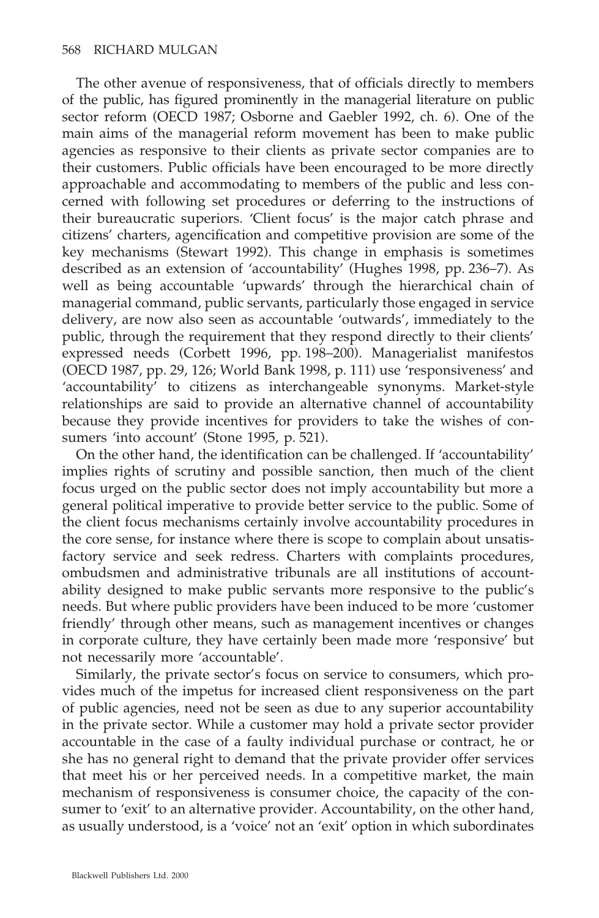The other avenue of responsiveness, that of officials directly to members of the public, has figured prominently in the managerial literature on public sector reform (OECD 1987; Osborne and Gaebler 1992, ch. 6). One of the main aims of the managerial reform movement has been to make public agencies as responsive to their clients as private sector companies are to their customers. Public officials have been encouraged to be more directly approachable and accommodating to members of the public and less concerned with following set procedures or deferring to the instructions of their bureaucratic superiors. 'Client focus' is the major catch phrase and citizens' charters, agencification and competitive provision are some of the key mechanisms (Stewart 1992). This change in emphasis is sometimes described as an extension of 'accountability' (Hughes 1998, pp. 236–7). As well as being accountable 'upwards' through the hierarchical chain of managerial command, public servants, particularly those engaged in service delivery, are now also seen as accountable 'outwards', immediately to the public, through the requirement that they respond directly to their clients' expressed needs (Corbett 1996, pp. 198–200). Managerialist manifestos (OECD 1987, pp. 29, 126; World Bank 1998, p. 111) use 'responsiveness' and 'accountability' to citizens as interchangeable synonyms. Market-style relationships are said to provide an alternative channel of accountability because they provide incentives for providers to take the wishes of consumers 'into account' (Stone 1995, p. 521).

On the other hand, the identification can be challenged. If 'accountability' implies rights of scrutiny and possible sanction, then much of the client focus urged on the public sector does not imply accountability but more a general political imperative to provide better service to the public. Some of the client focus mechanisms certainly involve accountability procedures in the core sense, for instance where there is scope to complain about unsatisfactory service and seek redress. Charters with complaints procedures, ombudsmen and administrative tribunals are all institutions of accountability designed to make public servants more responsive to the public's needs. But where public providers have been induced to be more 'customer friendly' through other means, such as management incentives or changes in corporate culture, they have certainly been made more 'responsive' but not necessarily more 'accountable'.

Similarly, the private sector's focus on service to consumers, which provides much of the impetus for increased client responsiveness on the part of public agencies, need not be seen as due to any superior accountability in the private sector. While a customer may hold a private sector provider accountable in the case of a faulty individual purchase or contract, he or she has no general right to demand that the private provider offer services that meet his or her perceived needs. In a competitive market, the main mechanism of responsiveness is consumer choice, the capacity of the consumer to 'exit' to an alternative provider. Accountability, on the other hand, as usually understood, is a 'voice' not an 'exit' option in which subordinates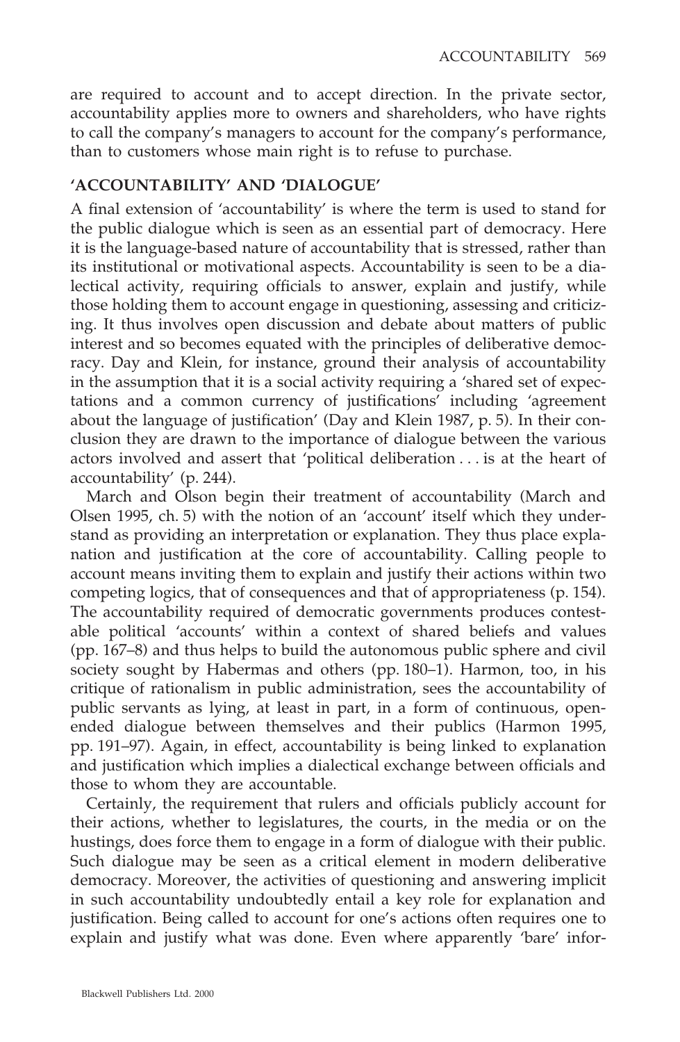are required to account and to accept direction. In the private sector, accountability applies more to owners and shareholders, who have rights to call the company's managers to account for the company's performance, than to customers whose main right is to refuse to purchase.

## 'ACCOUNTABILITY' AND 'DIALOGUE'

A final extension of 'accountability' is where the term is used to stand for the public dialogue which is seen as an essential part of democracy. Here it is the language-based nature of accountability that is stressed, rather than its institutional or motivational aspects. Accountability is seen to be a dialectical activity, requiring officials to answer, explain and justify, while those holding them to account engage in questioning, assessing and criticizing. It thus involves open discussion and debate about matters of public interest and so becomes equated with the principles of deliberative democracy. Day and Klein, for instance, ground their analysis of accountability in the assumption that it is a social activity requiring a 'shared set of expectations and a common currency of justifications' including 'agreement about the language of justification' (Day and Klein 1987, p. 5). In their conclusion they are drawn to the importance of dialogue between the various actors involved and assert that 'political deliberation . . . is at the heart of accountability' (p. 244).

March and Olson begin their treatment of accountability (March and Olsen 1995, ch. 5) with the notion of an 'account' itself which they understand as providing an interpretation or explanation. They thus place explanation and justification at the core of accountability. Calling people to account means inviting them to explain and justify their actions within two competing logics, that of consequences and that of appropriateness (p. 154). The accountability required of democratic governments produces contestable political 'accounts' within a context of shared beliefs and values (pp. 167–8) and thus helps to build the autonomous public sphere and civil society sought by Habermas and others (pp. 180–1). Harmon, too, in his critique of rationalism in public administration, sees the accountability of public servants as lying, at least in part, in a form of continuous, open-ended dialogue between themselves and their publics (Harmon 1995, pp. 191–97). Again, in effect, accountability is being linked to explanation and justification which implies a dialectical exchange between officials and those to whom they are accountable.

Certainly, the requirement that rulers and officials publicly account for their actions, whether to legislatures, the courts, in the media or on the hustings, does force them to engage in a form of dialogue with their public. Such dialogue may be seen as a critical element in modern deliberative democracy. Moreover, the activities of questioning and answering implicit in such accountability undoubtedly entail a key role for explanation and justification. Being called to account for one's actions often requires one to explain and justify what was done. Even where apparently 'bare' infor-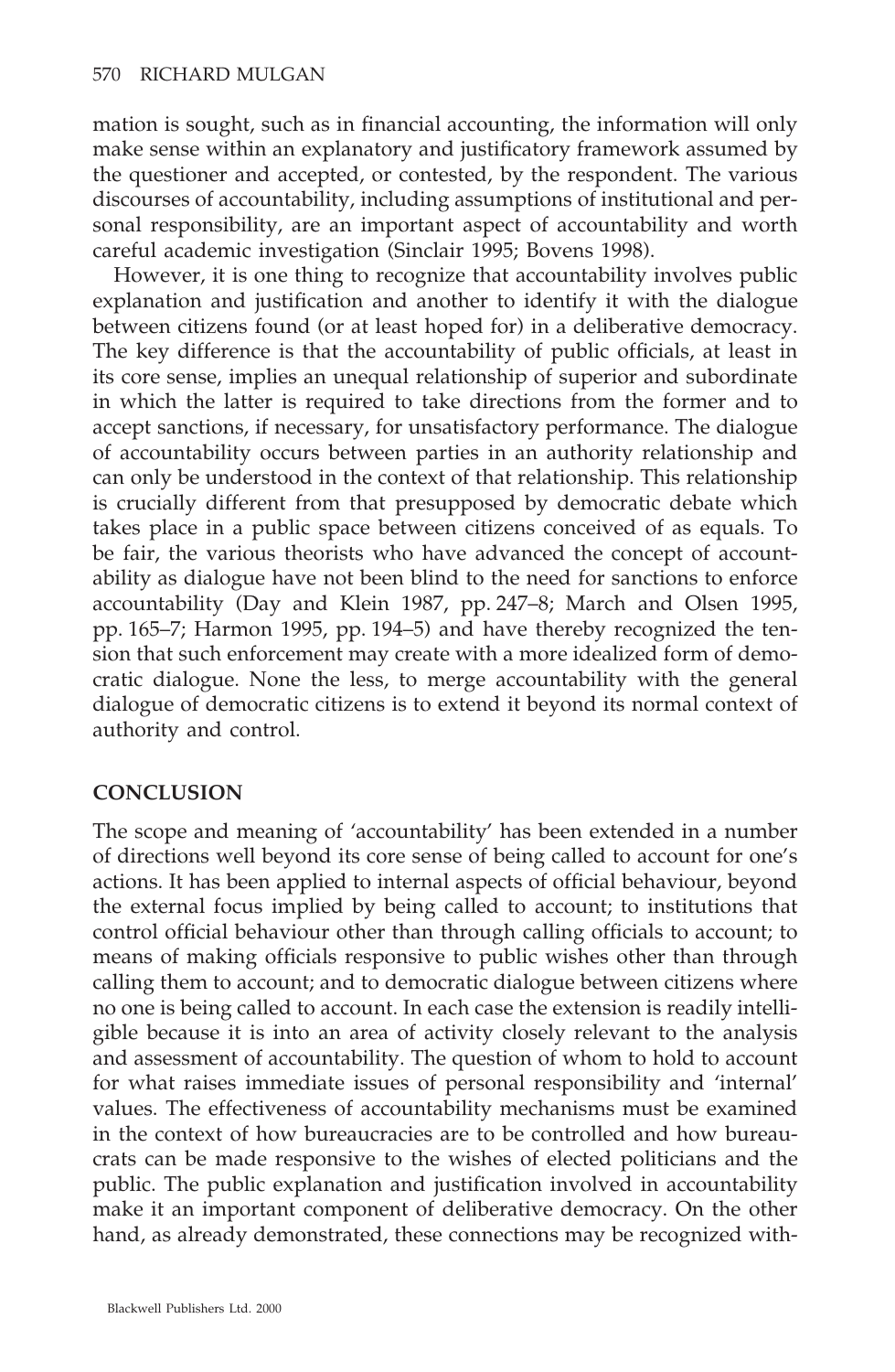mation is sought, such as in financial accounting, the information will only make sense within an explanatory and justificatory framework assumed by the questioner and accepted, or contested, by the respondent. The various discourses of accountability, including assumptions of institutional and personal responsibility, are an important aspect of accountability and worth careful academic investigation (Sinclair 1995; Bovens 1998).

However, it is one thing to recognize that accountability involves public explanation and justification and another to identify it with the dialogue between citizens found (or at least hoped for) in a deliberative democracy. The key difference is that the accountability of public officials, at least in its core sense, implies an unequal relationship of superior and subordinate in which the latter is required to take directions from the former and to accept sanctions, if necessary, for unsatisfactory performance. The dialogue of accountability occurs between parties in an authority relationship and can only be understood in the context of that relationship. This relationship is crucially different from that presupposed by democratic debate which takes place in a public space between citizens conceived of as equals. To be fair, the various theorists who have advanced the concept of accountability as dialogue have not been blind to the need for sanctions to enforce accountability (Day and Klein 1987, pp. 247–8; March and Olsen 1995, pp. 165–7; Harmon 1995, pp. 194–5) and have thereby recognized the tension that such enforcement may create with a more idealized form of democratic dialogue. None the less, to merge accountability with the general dialogue of democratic citizens is to extend it beyond its normal context of authority and control.

## CONCLUSION

The scope and meaning of 'accountability' has been extended in a number of directions well beyond its core sense of being called to account for one's actions. It has been applied to internal aspects of official behaviour, beyond the external focus implied by being called to account; to institutions that control official behaviour other than through calling officials to account; to means of making officials responsive to public wishes other than through calling them to account; and to democratic dialogue between citizens where no one is being called to account. In each case the extension is readily intelligible because it is into an area of activity closely relevant to the analysis and assessment of accountability. The question of whom to hold to account for what raises immediate issues of personal responsibility and 'internal' values. The effectiveness of accountability mechanisms must be examined in the context of how bureaucracies are to be controlled and how bureaucrats can be made responsive to the wishes of elected politicians and the public. The public explanation and justification involved in accountability make it an important component of deliberative democracy. On the other hand, as already demonstrated, these connections may be recognized with-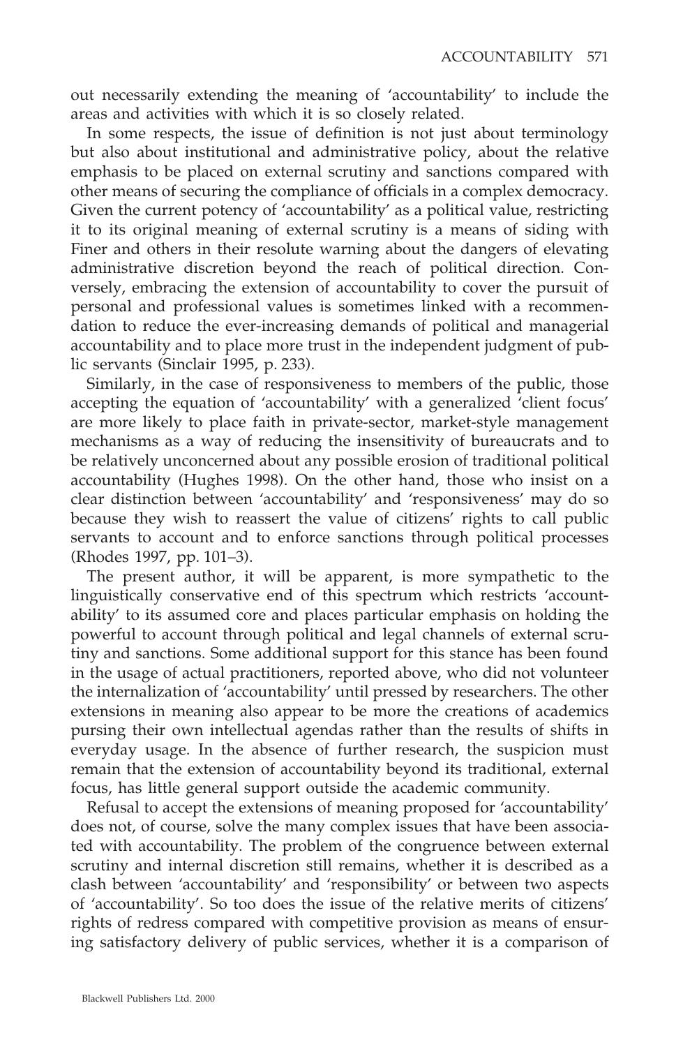out necessarily extending the meaning of 'accountability' to include the areas and activities with which it is so closely related.

In some respects, the issue of definition is not just about terminology but also about institutional and administrative policy, about the relative emphasis to be placed on external scrutiny and sanctions compared with other means of securing the compliance of officials in a complex democracy. Given the current potency of 'accountability' as a political value, restricting it to its original meaning of external scrutiny is a means of siding with Finer and others in their resolute warning about the dangers of elevating administrative discretion beyond the reach of political direction. Conversely, embracing the extension of accountability to cover the pursuit of personal and professional values is sometimes linked with a recommendation to reduce the ever-increasing demands of political and managerial accountability and to place more trust in the independent judgment of public servants (Sinclair 1995, p. 233).

Similarly, in the case of responsiveness to members of the public, those accepting the equation of 'accountability' with a generalized 'client focus' are more likely to place faith in private-sector, market-style management mechanisms as a way of reducing the insensitivity of bureaucrats and to be relatively unconcerned about any possible erosion of traditional political accountability (Hughes 1998). On the other hand, those who insist on a clear distinction between 'accountability' and 'responsiveness' may do so because they wish to reassert the value of citizens' rights to call public servants to account and to enforce sanctions through political processes (Rhodes 1997, pp. 101–3).

The present author, it will be apparent, is more sympathetic to the linguistically conservative end of this spectrum which restricts 'accountability' to its assumed core and places particular emphasis on holding the powerful to account through political and legal channels of external scrutiny and sanctions. Some additional support for this stance has been found in the usage of actual practitioners, reported above, who did not volunteer the internalization of 'accountability' until pressed by researchers. The other extensions in meaning also appear to be more the creations of academics pursing their own intellectual agendas rather than the results of shifts in everyday usage. In the absence of further research, the suspicion must remain that the extension of accountability beyond its traditional, external focus, has little general support outside the academic community.

Refusal to accept the extensions of meaning proposed for 'accountability' does not, of course, solve the many complex issues that have been associated with accountability. The problem of the congruence between external scrutiny and internal discretion still remains, whether it is described as a clash between 'accountability' and 'responsibility' or between two aspects of 'accountability'. So too does the issue of the relative merits of citizens' rights of redress compared with competitive provision as means of ensuring satisfactory delivery of public services, whether it is a comparison of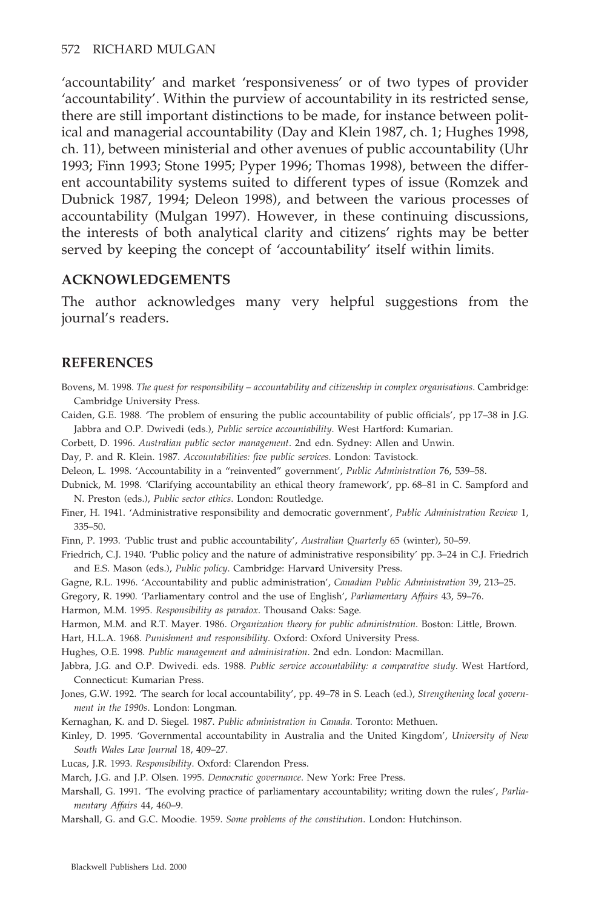'accountability' and market 'responsiveness' or of two types of provider 'accountability'. Within the purview of accountability in its restricted sense, there are still important distinctions to be made, for instance between political and managerial accountability (Day and Klein 1987, ch. 1; Hughes 1998, ch. 11), between ministerial and other avenues of public accountability (Uhr 1993; Finn 1993; Stone 1995; Pyper 1996; Thomas 1998), between the different accountability systems suited to different types of issue (Romzek and Dubnick 1987, 1994; Deleon 1998), and between the various processes of accountability (Mulgan 1997). However, in these continuing discussions, the interests of both analytical clarity and citizens' rights may be better served by keeping the concept of 'accountability' itself within limits.

## ACKNOWLEDGEMENTS

The author acknowledges many very helpful suggestions from the journal's readers.

## REFERENCES

Bovens, M. 1998. *The quest for responsibility – accountability and citizenship in complex organisations*. Cambridge: Cambridge University Press.

Caiden, G.E. 1988. 'The problem of ensuring the public accountability of public officials', pp 17–38 in J.G. Jabbra and O.P. Dwivedi (eds.), *Public service accountability*. West Hartford: Kumarian.

Corbett, D. 1996. *Australian public sector management*. 2nd edn. Sydney: Allen and Unwin.

Day, P. and R. Klein. 1987. *Accountabilities: five public services*. London: Tavistock.

Deleon, L. 1998. 'Accountability in a "reinvented" government', *Public Administration* 76, 539–58.

Dubnick, M. 1998. 'Clarifying accountability an ethical theory framework', pp. 68–81 in C. Sampford and N. Preston (eds.), *Public sector ethics*. London: Routledge.

Finer, H. 1941. 'Administrative responsibility and democratic government', *Public Administration Review* 1, 335–50.

Finn, P. 1993. 'Public trust and public accountability', *Australian Quarterly* 65 (winter), 50–59.

Friedrich, C.J. 1940. 'Public policy and the nature of administrative responsibility' pp. 3–24 in C.J. Friedrich and E.S. Mason (eds.), *Public policy*. Cambridge: Harvard University Press.

Gagne, R.L. 1996. 'Accountability and public administration', *Canadian Public Administration* 39, 213–25.

Gregory, R. 1990. 'Parliamentary control and the use of English', *Parliamentary Affairs* 43, 59–76.

Harmon, M.M. 1995. *Responsibility as paradox*. Thousand Oaks: Sage.

Harmon, M.M. and R.T. Mayer. 1986. *Organization theory for public administration*. Boston: Little, Brown.

Hart, H.L.A. 1968. *Punishment and responsibility*. Oxford: Oxford University Press.

Hughes, O.E. 1998. *Public management and administration*. 2nd edn. London: Macmillan.

Jabbra, J.G. and O.P. Dwivedi. eds. 1988. *Public service accountability: a comparative study*. West Hartford, Connecticut: Kumarian Press.

Jones, G.W. 1992. 'The search for local accountability', pp. 49–78 in S. Leach (ed.), *Strengthening local government in the 1990s*. London: Longman.

Kernaghan, K. and D. Siegel. 1987. *Public administration in Canada*. Toronto: Methuen.

Kinley, D. 1995. 'Governmental accountability in Australia and the United Kingdom', *University of New South Wales Law Journal* 18, 409–27.

Lucas, J.R. 1993. *Responsibility*. Oxford: Clarendon Press.

March, J.G. and J.P. Olsen. 1995. *Democratic governance*. New York: Free Press.

Marshall, G. 1991. 'The evolving practice of parliamentary accountability; writing down the rules', *Parliamentary Affairs* 44, 460–9.

Marshall, G. and G.C. Moodie. 1959. *Some problems of the constitution*. London: Hutchinson.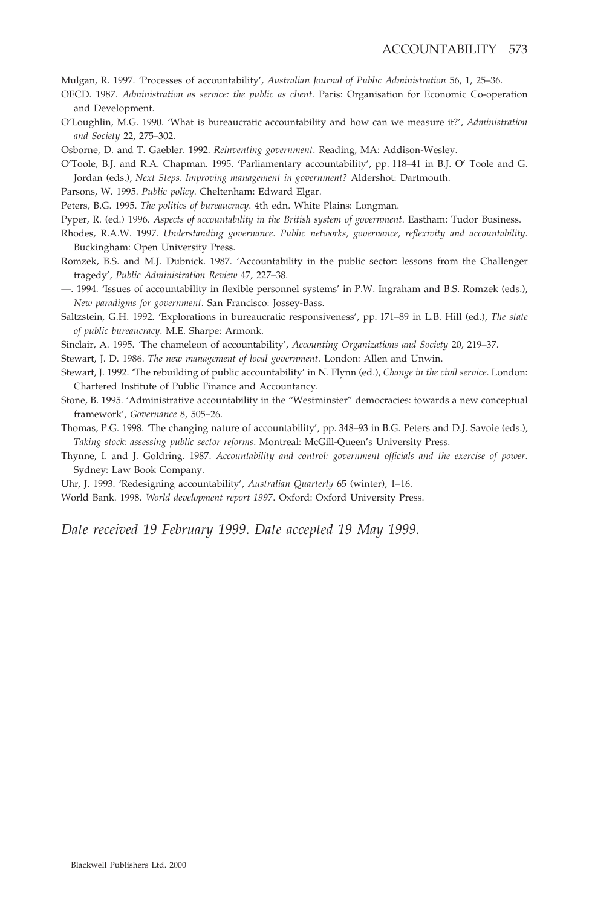Mulgan, R. 1997. 'Processes of accountability', *Australian Journal of Public Administration* 56, 1, 25–36.

OECD. 1987. *Administration as service: the public as client*. Paris: Organisation for Economic Co-operation and Development.

O'Loughlin, M.G. 1990. 'What is bureaucratic accountability and how can we measure it?', *Administration and Society* 22, 275–302.

Osborne, D. and T. Gaebler. 1992. *Reinventing government*. Reading, MA: Addison-Wesley.

O'Toole, B.J. and R.A. Chapman. 1995. 'Parliamentary accountability', pp. 118–41 in B.J. O' Toole and G. Jordan (eds.), *Next Steps. Improving management in government?* Aldershot: Dartmouth.

Parsons, W. 1995. *Public policy*. Cheltenham: Edward Elgar.

Peters, B.G. 1995. *The politics of bureaucracy*. 4th edn. White Plains: Longman.

Pyper, R. (ed.) 1996. *Aspects of accountability in the British system of government*. Eastham: Tudor Business.

Rhodes, R.A.W. 1997. *Understanding governance. Public networks, governance, reflexivity and accountability*. Buckingham: Open University Press.

Romzek, B.S. and M.J. Dubnick. 1987. 'Accountability in the public sector: lessons from the Challenger tragedy', *Public Administration Review* 47, 227–38.

—. 1994. 'Issues of accountability in flexible personnel systems' in P.W. Ingraham and B.S. Romzek (eds.), *New paradigms for government*. San Francisco: Jossey-Bass.

Saltzstein, G.H. 1992. 'Explorations in bureaucratic responsiveness', pp. 171–89 in L.B. Hill (ed.), *The state of public bureaucracy*. M.E. Sharpe: Armonk.

Sinclair, A. 1995. 'The chameleon of accountability', *Accounting Organizations and Society* 20, 219–37.

Stewart, J. D. 1986. *The new management of local government*. London: Allen and Unwin.

Stewart, J. 1992. 'The rebuilding of public accountability' in N. Flynn (ed.), *Change in the civil service*. London: Chartered Institute of Public Finance and Accountancy.

Stone, B. 1995. 'Administrative accountability in the "Westminster" democracies: towards a new conceptual framework', *Governance* 8, 505–26.

Thomas, P.G. 1998. 'The changing nature of accountability', pp. 348–93 in B.G. Peters and D.J. Savoie (eds.), *Taking stock: assessing public sector reforms*. Montreal: McGill-Queen's University Press.

Thynne, I. and J. Goldring. 1987. *Accountability and control: government officials and the exercise of power*. Sydney: Law Book Company.

Uhr, J. 1993. 'Redesigning accountability', *Australian Quarterly* 65 (winter), 1–16.

World Bank. 1998. *World development report 1997*. Oxford: Oxford University Press.

*Date received 19 February 1999. Date accepted 19 May 1999.*